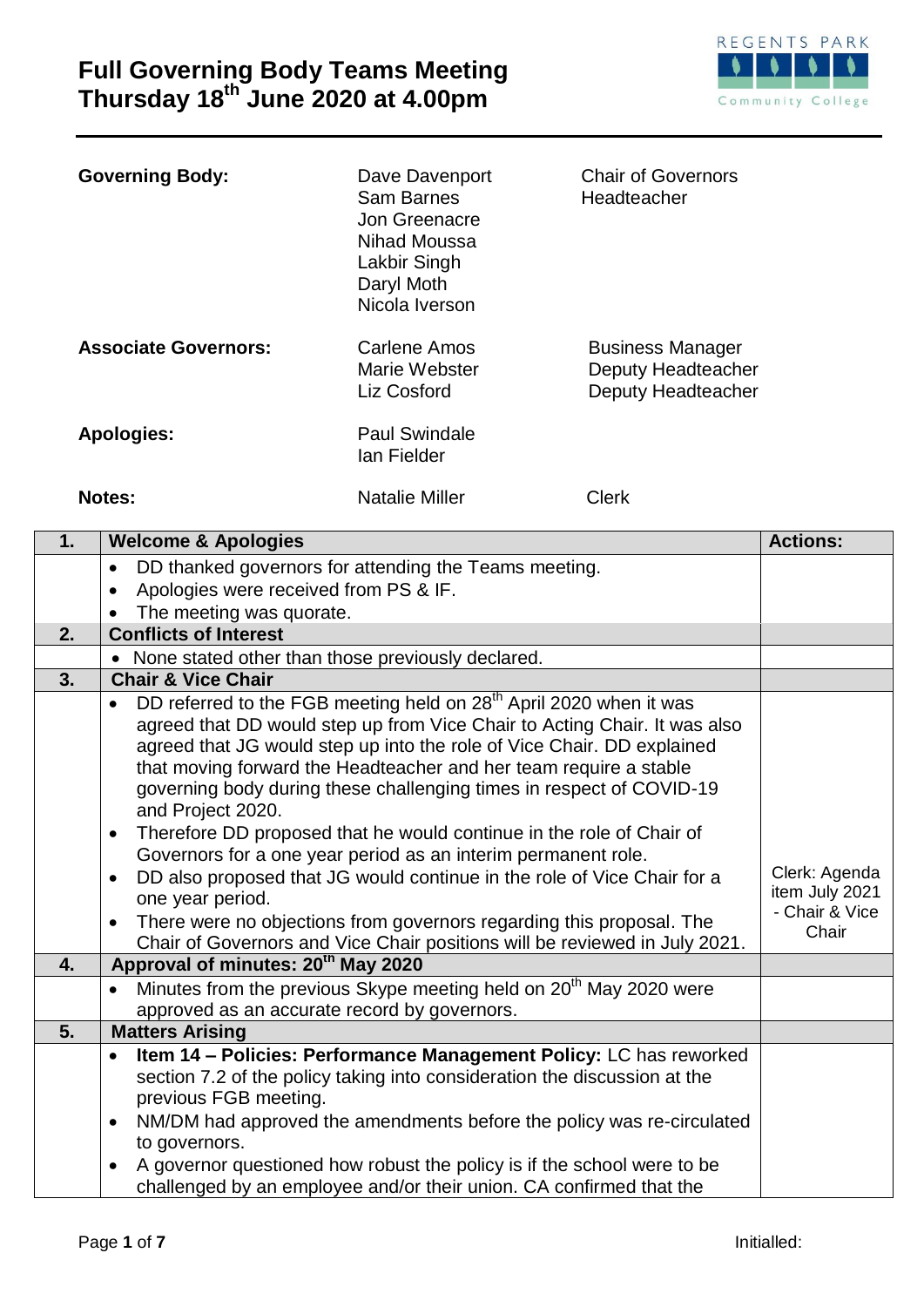# Full Governing Body Teams Meeting
# Thursday 18th June 2020 at 4.00pm

REGENTS PARK Community College

| | | |
|---|---|---|
| **Governing Body:** | Dave Davenport | Chair of Governors |
| | Sam Barnes | Headteacher |
| | Jon Greenacre | |
| | Nihad Moussa | |
| | Lakbir Singh | |
| | Daryl Moth | |
| | Nicola Iverson | |
| **Associate Governors:** | Carlene Amos | Business Manager |
| | Marie Webster | Deputy Headteacher |
| | Liz Cosford | Deputy Headteacher |
| **Apologies:** | Paul Swindale | |
| | Ian Fielder | |
| **Notes:** | Natalie Miller | Clerk |

| | | Actions: |
|---|---|---|
| **1.** | **Welcome & Apologies** | |
| | • DD thanked governors for attending the Teams meeting.<br>• Apologies were received from PS & IF.<br>• The meeting was quorate. | |
| **2.** | **Conflicts of Interest** | |
| | • None stated other than those previously declared. | |
| **3.** | **Chair & Vice Chair** | |
| | • DD referred to the FGB meeting held on 28th April 2020 when it was agreed that DD would step up from Vice Chair to Acting Chair. It was also agreed that JG would step up into the role of Vice Chair. DD explained that moving forward the Headteacher and her team require a stable governing body during these challenging times in respect of COVID-19 and Project 2020.<br>• Therefore DD proposed that he would continue in the role of Chair of Governors for a one year period as an interim permanent role.<br>• DD also proposed that JG would continue in the role of Vice Chair for a one year period.<br>• There were no objections from governors regarding this proposal. The Chair of Governors and Vice Chair positions will be reviewed in July 2021. | Clerk: Agenda item July 2021 - Chair & Vice Chair |
| **4.** | **Approval of minutes: 20th May 2020** | |
| | • Minutes from the previous Skype meeting held on 20th May 2020 were approved as an accurate record by governors. | |
| **5.** | **Matters Arising** | |
| | • **Item 14 – Policies: Performance Management Policy:** LC has reworked section 7.2 of the policy taking into consideration the discussion at the previous FGB meeting.<br>• NM/DM had approved the amendments before the policy was re-circulated to governors.<br>• A governor questioned how robust the policy is if the school were to be challenged by an employee and/or their union. CA confirmed that the | |

Initialled: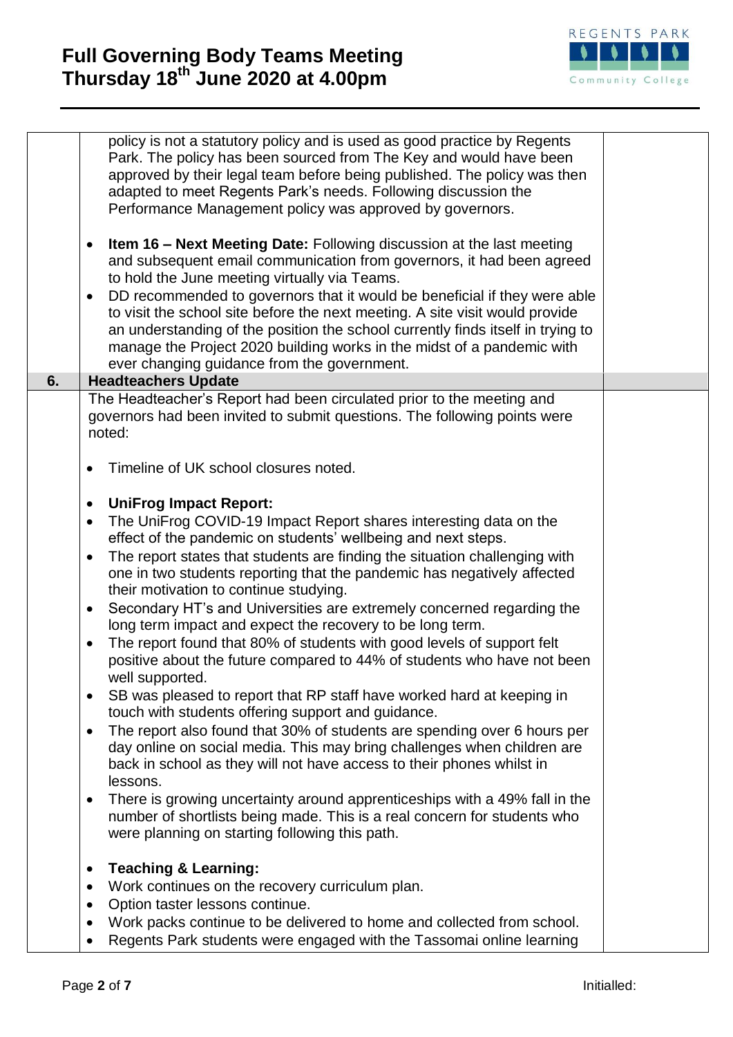| | | |
|---|---|---|
| | policy is not a statutory policy and is used as good practice by Regents Park. The policy has been sourced from The Key and would have been approved by their legal team before being published. The policy was then adapted to meet Regents Park's needs. Following discussion the Performance Management policy was approved by governors.<br><br>• **Item 16 – Next Meeting Date:** Following discussion at the last meeting and subsequent email communication from governors, it had been agreed to hold the June meeting virtually via Teams.<br>• DD recommended to governors that it would be beneficial if they were able to visit the school site before the next meeting. A site visit would provide an understanding of the position the school currently finds itself in trying to manage the Project 2020 building works in the midst of a pandemic with ever changing guidance from the government. | |
| **6.** | **Headteachers Update** | |
| | The Headteacher's Report had been circulated prior to the meeting and governors had been invited to submit questions. The following points were noted:<br><br>• Timeline of UK school closures noted.<br><br>• **UniFrog Impact Report:**<br>• The UniFrog COVID-19 Impact Report shares interesting data on the effect of the pandemic on students' wellbeing and next steps.<br>• The report states that students are finding the situation challenging with one in two students reporting that the pandemic has negatively affected their motivation to continue studying.<br>• Secondary HT's and Universities are extremely concerned regarding the long term impact and expect the recovery to be long term.<br>• The report found that 80% of students with good levels of support felt positive about the future compared to 44% of students who have not been well supported.<br>• SB was pleased to report that RP staff have worked hard at keeping in touch with students offering support and guidance.<br>• The report also found that 30% of students are spending over 6 hours per day online on social media. This may bring challenges when children are back in school as they will not have access to their phones whilst in lessons.<br>• There is growing uncertainty around apprenticeships with a 49% fall in the number of shortlists being made. This is a real concern for students who were planning on starting following this path.<br><br>• **Teaching & Learning:**<br>• Work continues on the recovery curriculum plan.<br>• Option taster lessons continue.<br>• Work packs continue to be delivered to home and collected from school.<br>• Regents Park students were engaged with the Tassomai online learning | |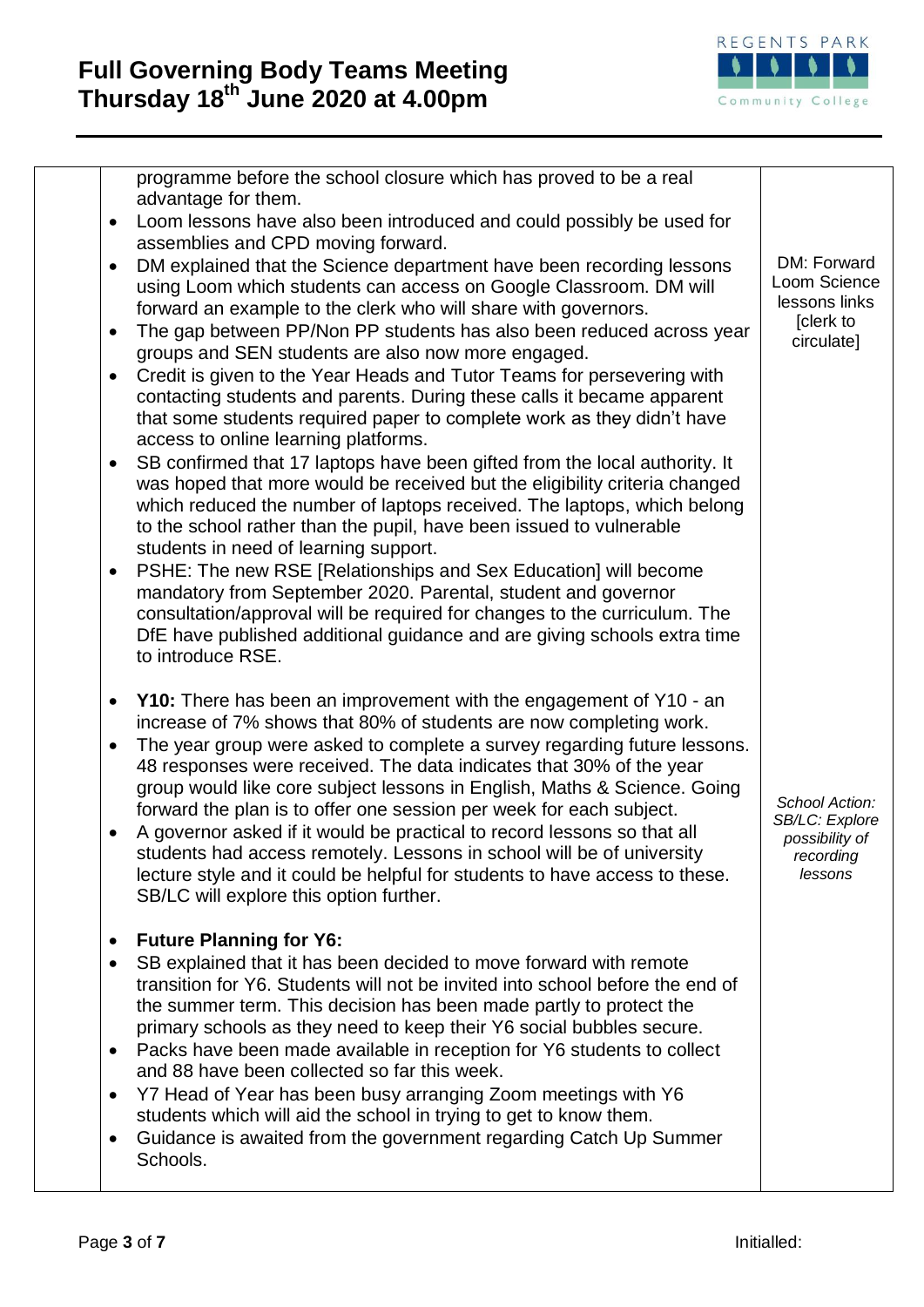| | | |
|---|---|---|
| | programme before the school closure which has proved to be a real advantage for them.<br>• Loom lessons have also been introduced and could possibly be used for assemblies and CPD moving forward.<br>• DM explained that the Science department have been recording lessons using Loom which students can access on Google Classroom. DM will forward an example to the clerk who will share with governors.<br>• The gap between PP/Non PP students has also been reduced across year groups and SEN students are also now more engaged.<br>• Credit is given to the Year Heads and Tutor Teams for persevering with contacting students and parents. During these calls it became apparent that some students required paper to complete work as they didn't have access to online learning platforms.<br>• SB confirmed that 17 laptops have been gifted from the local authority. It was hoped that more would be received but the eligibility criteria changed which reduced the number of laptops received. The laptops, which belong to the school rather than the pupil, have been issued to vulnerable students in need of learning support.<br>• PSHE: The new RSE [Relationships and Sex Education] will become mandatory from September 2020. Parental, student and governor consultation/approval will be required for changes to the curriculum. The DfE have published additional guidance and are giving schools extra time to introduce RSE. | DM: Forward Loom Science lessons links [clerk to circulate] |
| | • **Y10:** There has been an improvement with the engagement of Y10 - an increase of 7% shows that 80% of students are now completing work.<br>• The year group were asked to complete a survey regarding future lessons. 48 responses were received. The data indicates that 30% of the year group would like core subject lessons in English, Maths & Science. Going forward the plan is to offer one session per week for each subject.<br>• A governor asked if it would be practical to record lessons so that all students had access remotely. Lessons in school will be of university lecture style and it could be helpful for students to have access to these. SB/LC will explore this option further. | *School Action: SB/LC: Explore possibility of recording lessons* |
| | • **Future Planning for Y6:**<br>• SB explained that it has been decided to move forward with remote transition for Y6. Students will not be invited into school before the end of the summer term. This decision has been made partly to protect the primary schools as they need to keep their Y6 social bubbles secure.<br>• Packs have been made available in reception for Y6 students to collect and 88 have been collected so far this week.<br>• Y7 Head of Year has been busy arranging Zoom meetings with Y6 students which will aid the school in trying to get to know them.<br>• Guidance is awaited from the government regarding Catch Up Summer Schools. | |

Initialled: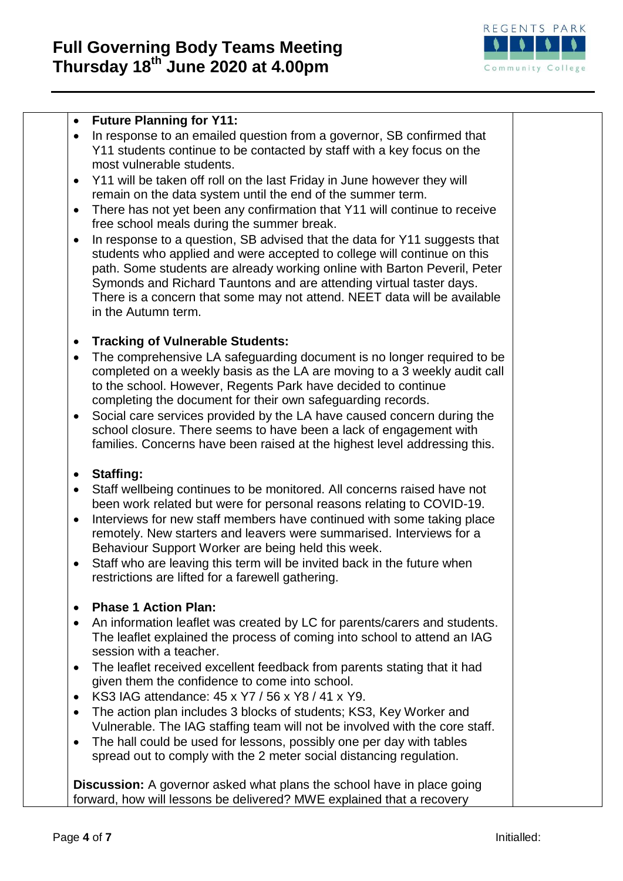- **Future Planning for Y11:**
- In response to an emailed question from a governor, SB confirmed that Y11 students continue to be contacted by staff with a key focus on the most vulnerable students.
- Y11 will be taken off roll on the last Friday in June however they will remain on the data system until the end of the summer term.
- There has not yet been any confirmation that Y11 will continue to receive free school meals during the summer break.
- In response to a question, SB advised that the data for Y11 suggests that students who applied and were accepted to college will continue on this path. Some students are already working online with Barton Peveril, Peter Symonds and Richard Tauntons and are attending virtual taster days. There is a concern that some may not attend. NEET data will be available in the Autumn term.

- **Tracking of Vulnerable Students:**
- The comprehensive LA safeguarding document is no longer required to be completed on a weekly basis as the LA are moving to a 3 weekly audit call to the school. However, Regents Park have decided to continue completing the document for their own safeguarding records.
- Social care services provided by the LA have caused concern during the school closure. There seems to have been a lack of engagement with families. Concerns have been raised at the highest level addressing this.

- **Staffing:**
- Staff wellbeing continues to be monitored. All concerns raised have not been work related but were for personal reasons relating to COVID-19.
- Interviews for new staff members have continued with some taking place remotely. New starters and leavers were summarised. Interviews for a Behaviour Support Worker are being held this week.
- Staff who are leaving this term will be invited back in the future when restrictions are lifted for a farewell gathering.

- **Phase 1 Action Plan:**
- An information leaflet was created by LC for parents/carers and students. The leaflet explained the process of coming into school to attend an IAG session with a teacher.
- The leaflet received excellent feedback from parents stating that it had given them the confidence to come into school.
- KS3 IAG attendance: 45 x Y7 / 56 x Y8 / 41 x Y9.
- The action plan includes 3 blocks of students; KS3, Key Worker and Vulnerable. The IAG staffing team will not be involved with the core staff.
- The hall could be used for lessons, possibly one per day with tables spread out to comply with the 2 meter social distancing regulation.

**Discussion:** A governor asked what plans the school have in place going forward, how will lessons be delivered? MWE explained that a recovery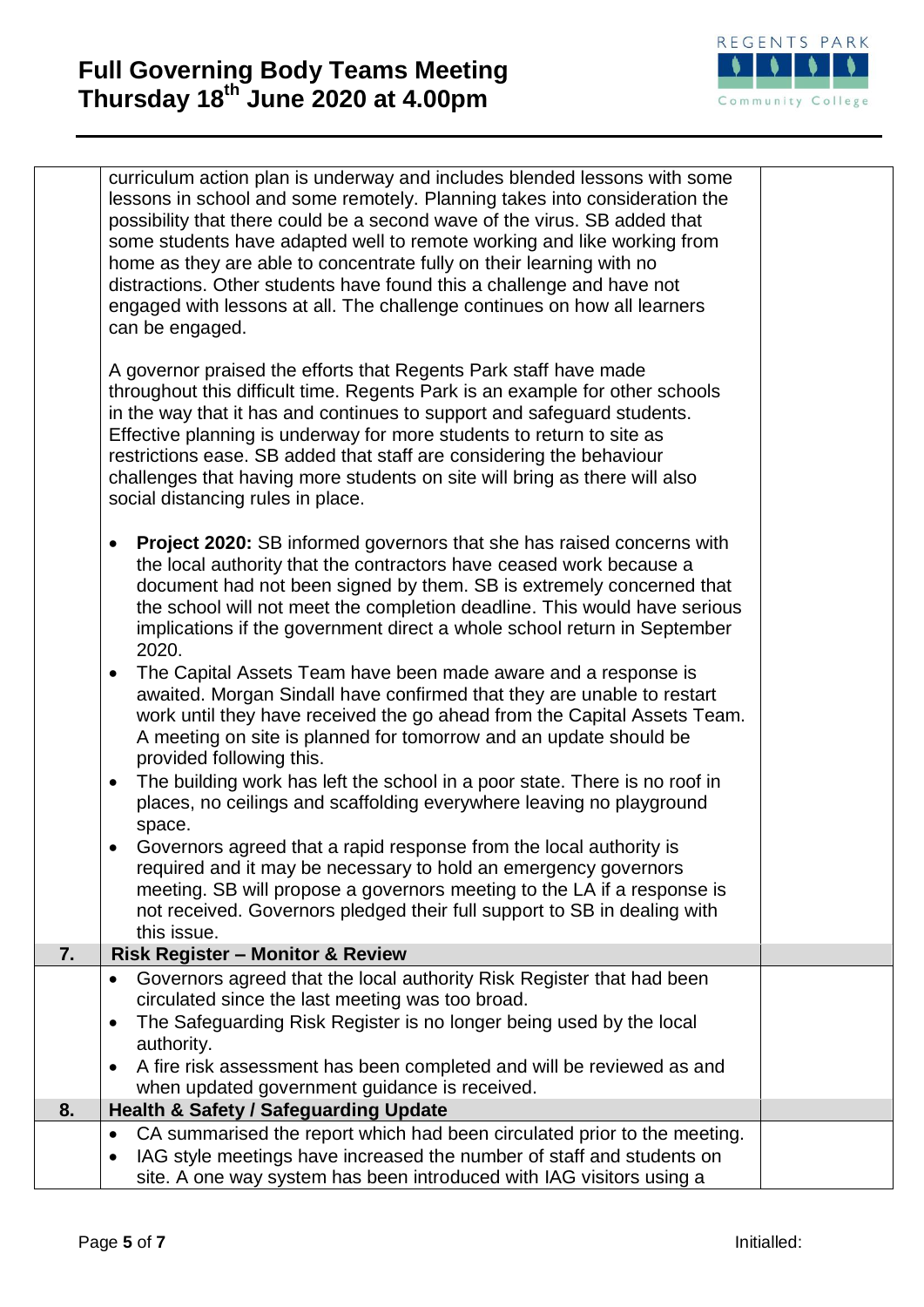| | | |
|---|---|---|
| | curriculum action plan is underway and includes blended lessons with some lessons in school and some remotely. Planning takes into consideration the possibility that there could be a second wave of the virus. SB added that some students have adapted well to remote working and like working from home as they are able to concentrate fully on their learning with no distractions. Other students have found this a challenge and have not engaged with lessons at all. The challenge continues on how all learners can be engaged.<br><br>A governor praised the efforts that Regents Park staff have made throughout this difficult time. Regents Park is an example for other schools in the way that it has and continues to support and safeguard students. Effective planning is underway for more students to return to site as restrictions ease. SB added that staff are considering the behaviour challenges that having more students on site will bring as there will also social distancing rules in place.<br><br>• **Project 2020:** SB informed governors that she has raised concerns with the local authority that the contractors have ceased work because a document had not been signed by them. SB is extremely concerned that the school will not meet the completion deadline. This would have serious implications if the government direct a whole school return in September 2020.<br>• The Capital Assets Team have been made aware and a response is awaited. Morgan Sindall have confirmed that they are unable to restart work until they have received the go ahead from the Capital Assets Team. A meeting on site is planned for tomorrow and an update should be provided following this.<br>• The building work has left the school in a poor state. There is no roof in places, no ceilings and scaffolding everywhere leaving no playground space.<br>• Governors agreed that a rapid response from the local authority is required and it may be necessary to hold an emergency governors meeting. SB will propose a governors meeting to the LA if a response is not received. Governors pledged their full support to SB in dealing with this issue. | |
| **7.** | **Risk Register – Monitor & Review** | |
| | • Governors agreed that the local authority Risk Register that had been circulated since the last meeting was too broad.<br>• The Safeguarding Risk Register is no longer being used by the local authority.<br>• A fire risk assessment has been completed and will be reviewed as and when updated government guidance is received. | |
| **8.** | **Health & Safety / Safeguarding Update** | |
| | • CA summarised the report which had been circulated prior to the meeting.<br>• IAG style meetings have increased the number of staff and students on site. A one way system has been introduced with IAG visitors using a | |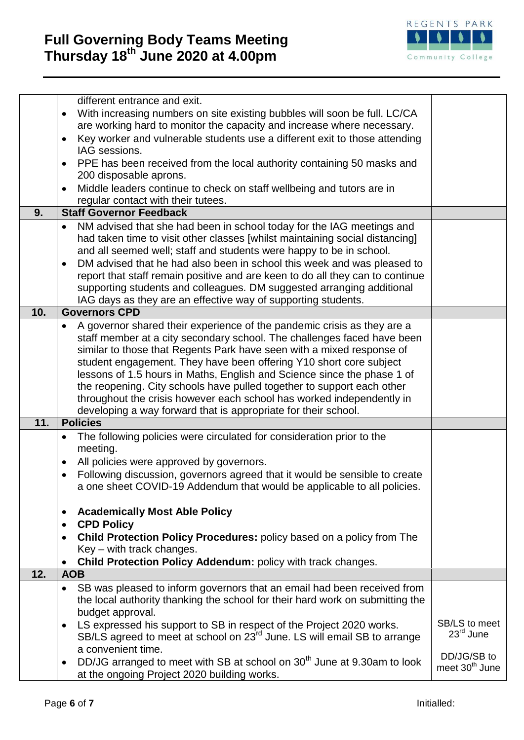| | | |
|---|---|---|
| | different entrance and exit.<br>• With increasing numbers on site existing bubbles will soon be full. LC/CA are working hard to monitor the capacity and increase where necessary.<br>• Key worker and vulnerable students use a different exit to those attending IAG sessions.<br>• PPE has been received from the local authority containing 50 masks and 200 disposable aprons.<br>• Middle leaders continue to check on staff wellbeing and tutors are in regular contact with their tutees. | |
| **9.** | **Staff Governor Feedback** | |
| | • NM advised that she had been in school today for the IAG meetings and had taken time to visit other classes [whilst maintaining social distancing] and all seemed well; staff and students were happy to be in school.<br>• DM advised that he had also been in school this week and was pleased to report that staff remain positive and are keen to do all they can to continue supporting students and colleagues. DM suggested arranging additional IAG days as they are an effective way of supporting students. | |
| **10.** | **Governors CPD** | |
| | • A governor shared their experience of the pandemic crisis as they are a staff member at a city secondary school. The challenges faced have been similar to those that Regents Park have seen with a mixed response of student engagement. They have been offering Y10 short core subject lessons of 1.5 hours in Maths, English and Science since the phase 1 of the reopening. City schools have pulled together to support each other throughout the crisis however each school has worked independently in developing a way forward that is appropriate for their school. | |
| **11.** | **Policies** | |
| | • The following policies were circulated for consideration prior to the meeting.<br>• All policies were approved by governors.<br>• Following discussion, governors agreed that it would be sensible to create a one sheet COVID-19 Addendum that would be applicable to all policies.<br><br>• **Academically Most Able Policy**<br>• **CPD Policy**<br>• **Child Protection Policy Procedures:** policy based on a policy from The Key – with track changes.<br>• **Child Protection Policy Addendum:** policy with track changes. | |
| **12.** | **AOB** | |
| | • SB was pleased to inform governors that an email had been received from the local authority thanking the school for their hard work on submitting the budget approval.<br>• LS expressed his support to SB in respect of the Project 2020 works. SB/LS agreed to meet at school on 23rd June. LS will email SB to arrange a convenient time.<br>• DD/JG arranged to meet with SB at school on 30th June at 9.30am to look at the ongoing Project 2020 building works. | SB/LS to meet 23rd June<br><br>DD/JG/SB to meet 30th June |

Initialled: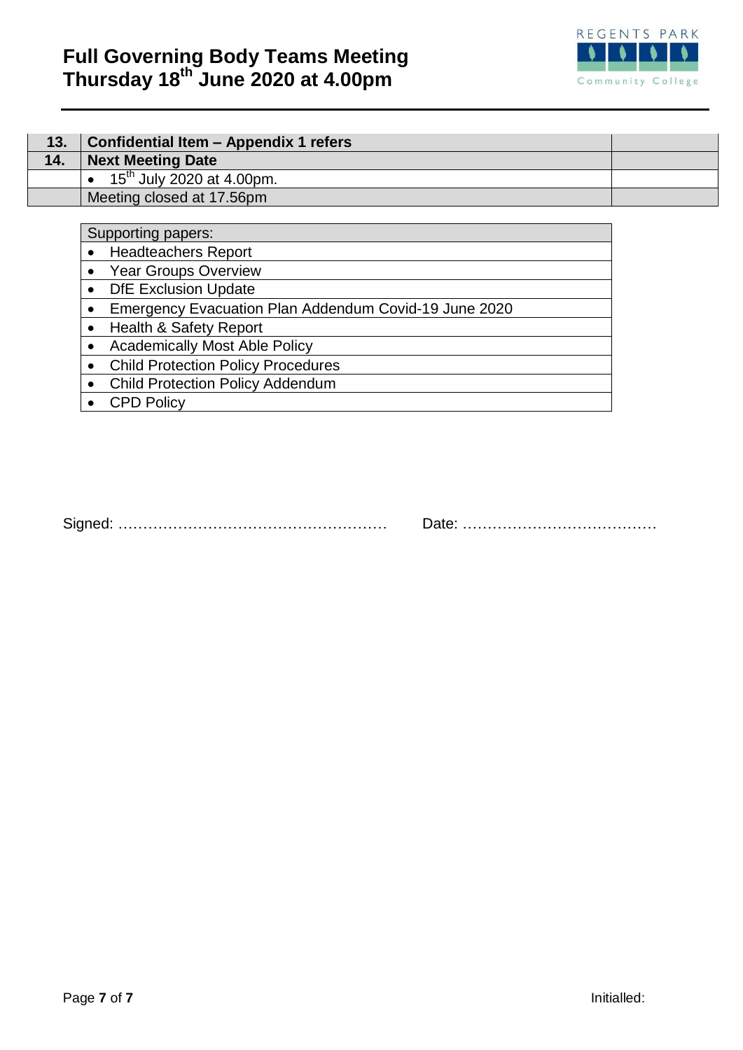| | | |
|---|---|---|
| **13.** | **Confidential Item – Appendix 1 refers** | |
| **14.** | **Next Meeting Date** | |
| | • 15th July 2020 at 4.00pm. | |
| | Meeting closed at 17.56pm | |

| Supporting papers: |
|---|
| • Headteachers Report |
| • Year Groups Overview |
| • DfE Exclusion Update |
| • Emergency Evacuation Plan Addendum Covid-19 June 2020 |
| • Health & Safety Report |
| • Academically Most Able Policy |
| • Child Protection Policy Procedures |
| • Child Protection Policy Addendum |
| • CPD Policy |

Signed: ……………………………………………… Date: …………………………………

Initialled: